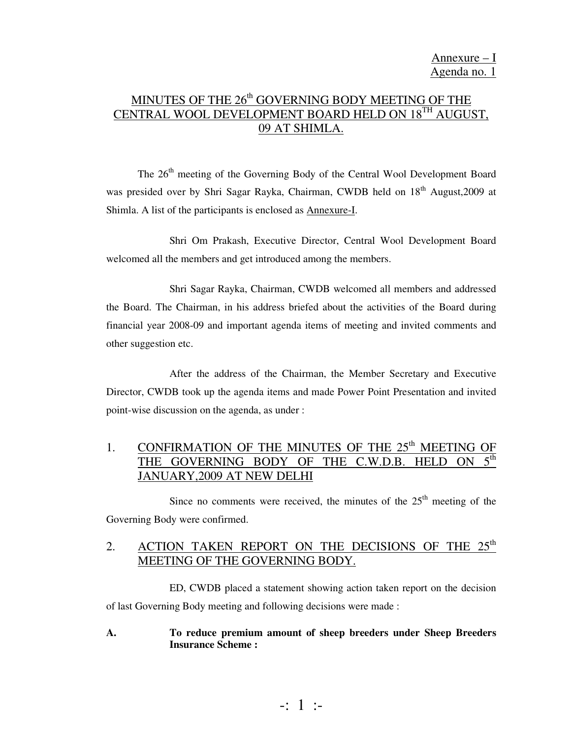Annexure – I
Agenda no. 1

# MINUTES OF THE 26th GOVERNING BODY MEETING OF THE CENTRAL WOOL DEVELOPMENT BOARD HELD ON 18TH AUGUST, 09 AT SHIMLA.

The 26th meeting of the Governing Body of the Central Wool Development Board was presided over by Shri Sagar Rayka, Chairman, CWDB held on 18th August,2009 at Shimla. A list of the participants is enclosed as Annexure-I.

Shri Om Prakash, Executive Director, Central Wool Development Board welcomed all the members and get introduced among the members.

Shri Sagar Rayka, Chairman, CWDB welcomed all members and addressed the Board. The Chairman, in his address briefed about the activities of the Board during financial year 2008-09 and important agenda items of meeting and invited comments and other suggestion etc.

After the address of the Chairman, the Member Secretary and Executive Director, CWDB took up the agenda items and made Power Point Presentation and invited point-wise discussion on the agenda, as under :

## 1. CONFIRMATION OF THE MINUTES OF THE 25th MEETING OF THE GOVERNING BODY OF THE C.W.D.B. HELD ON 5th JANUARY,2009 AT NEW DELHI

Since no comments were received, the minutes of the 25th meeting of the Governing Body were confirmed.

## 2. ACTION TAKEN REPORT ON THE DECISIONS OF THE 25th MEETING OF THE GOVERNING BODY.

ED, CWDB placed a statement showing action taken report on the decision of last Governing Body meeting and following decisions were made :

**A. To reduce premium amount of sheep breeders under Sheep Breeders Insurance Scheme :**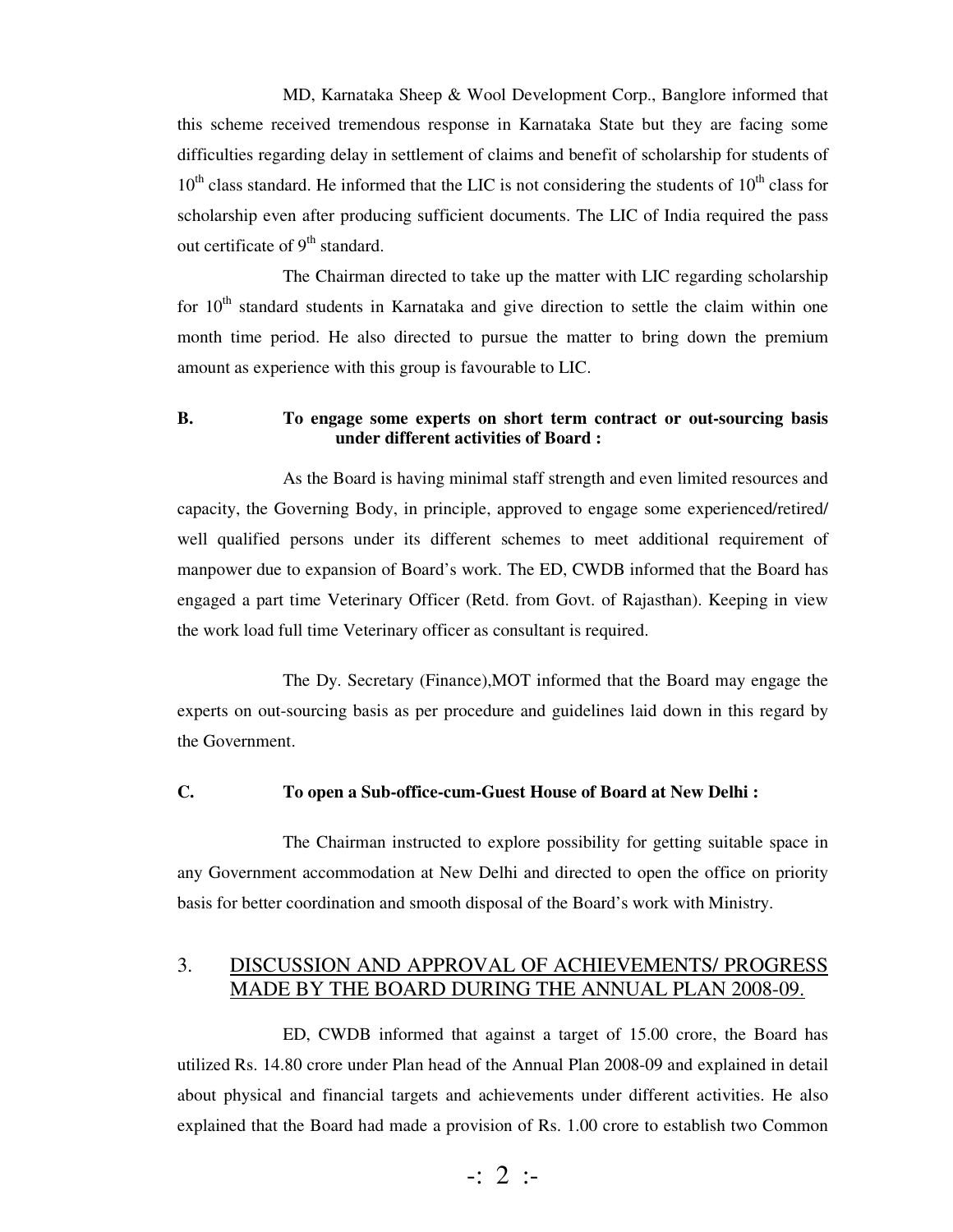MD, Karnataka Sheep & Wool Development Corp., Banglore informed that this scheme received tremendous response in Karnataka State but they are facing some difficulties regarding delay in settlement of claims and benefit of scholarship for students of 10th class standard. He informed that the LIC is not considering the students of 10th class for scholarship even after producing sufficient documents. The LIC of India required the pass out certificate of 9th standard.

The Chairman directed to take up the matter with LIC regarding scholarship for 10th standard students in Karnataka and give direction to settle the claim within one month time period. He also directed to pursue the matter to bring down the premium amount as experience with this group is favourable to LIC.

**B. To engage some experts on short term contract or out-sourcing basis under different activities of Board :**

As the Board is having minimal staff strength and even limited resources and capacity, the Governing Body, in principle, approved to engage some experienced/retired/ well qualified persons under its different schemes to meet additional requirement of manpower due to expansion of Board's work. The ED, CWDB informed that the Board has engaged a part time Veterinary Officer (Retd. from Govt. of Rajasthan). Keeping in view the work load full time Veterinary officer as consultant is required.

The Dy. Secretary (Finance),MOT informed that the Board may engage the experts on out-sourcing basis as per procedure and guidelines laid down in this regard by the Government.

**C. To open a Sub-office-cum-Guest House of Board at New Delhi :**

The Chairman instructed to explore possibility for getting suitable space in any Government accommodation at New Delhi and directed to open the office on priority basis for better coordination and smooth disposal of the Board's work with Ministry.

## 3. DISCUSSION AND APPROVAL OF ACHIEVEMENTS/ PROGRESS MADE BY THE BOARD DURING THE ANNUAL PLAN 2008-09.

ED, CWDB informed that against a target of 15.00 crore, the Board has utilized Rs. 14.80 crore under Plan head of the Annual Plan 2008-09 and explained in detail about physical and financial targets and achievements under different activities. He also explained that the Board had made a provision of Rs. 1.00 crore to establish two Common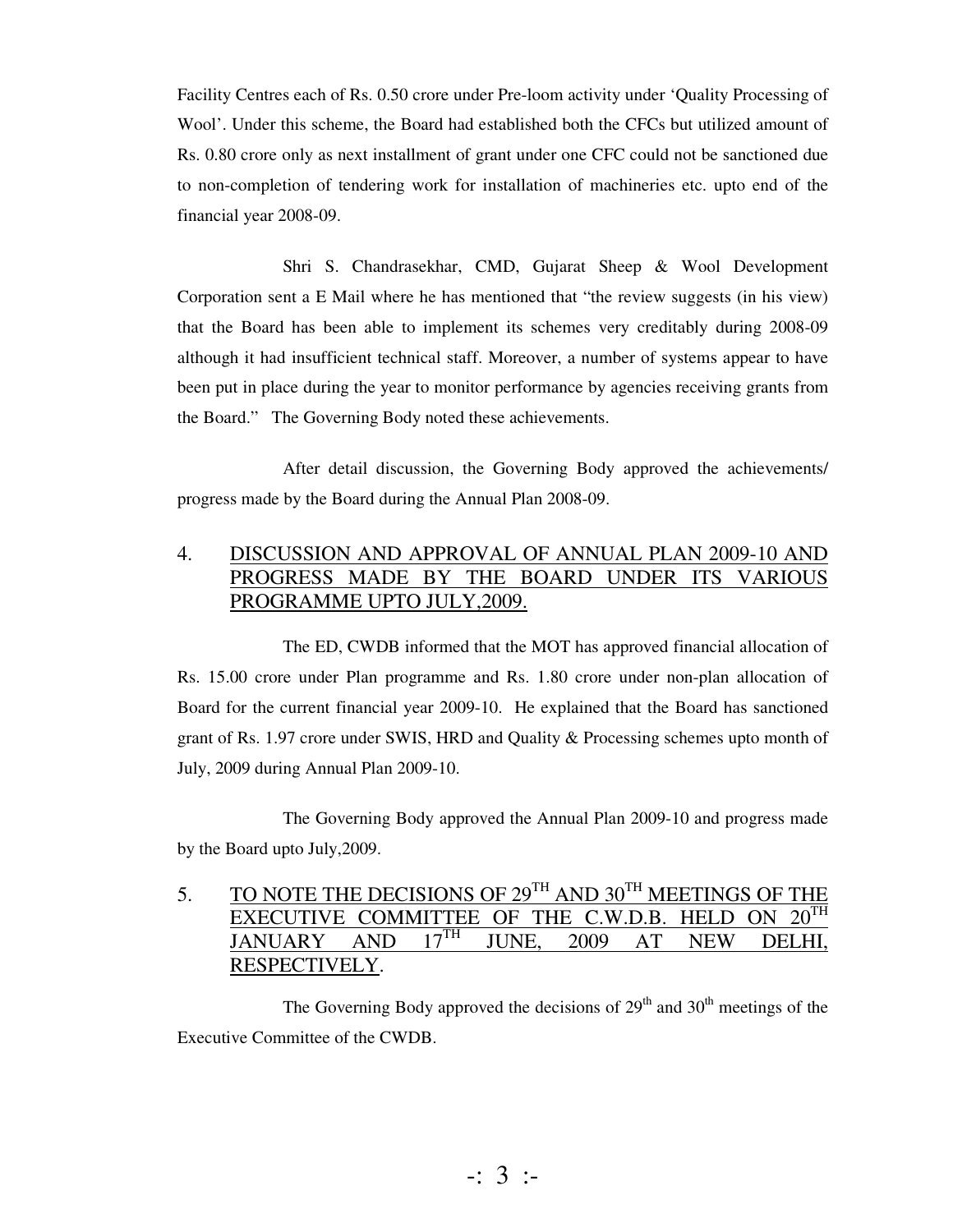Facility Centres each of Rs. 0.50 crore under Pre-loom activity under 'Quality Processing of Wool'. Under this scheme, the Board had established both the CFCs but utilized amount of Rs. 0.80 crore only as next installment of grant under one CFC could not be sanctioned due to non-completion of tendering work for installation of machineries etc. upto end of the financial year 2008-09.

Shri S. Chandrasekhar, CMD, Gujarat Sheep & Wool Development Corporation sent a E Mail where he has mentioned that "the review suggests (in his view) that the Board has been able to implement its schemes very creditably during 2008-09 although it had insufficient technical staff. Moreover, a number of systems appear to have been put in place during the year to monitor performance by agencies receiving grants from the Board." The Governing Body noted these achievements.

After detail discussion, the Governing Body approved the achievements/ progress made by the Board during the Annual Plan 2008-09.

## 4. DISCUSSION AND APPROVAL OF ANNUAL PLAN 2009-10 AND PROGRESS MADE BY THE BOARD UNDER ITS VARIOUS PROGRAMME UPTO JULY,2009.

The ED, CWDB informed that the MOT has approved financial allocation of Rs. 15.00 crore under Plan programme and Rs. 1.80 crore under non-plan allocation of Board for the current financial year 2009-10. He explained that the Board has sanctioned grant of Rs. 1.97 crore under SWIS, HRD and Quality & Processing schemes upto month of July, 2009 during Annual Plan 2009-10.

The Governing Body approved the Annual Plan 2009-10 and progress made by the Board upto July,2009.

## 5. TO NOTE THE DECISIONS OF 29TH AND 30TH MEETINGS OF THE EXECUTIVE COMMITTEE OF THE C.W.D.B. HELD ON 20TH JANUARY AND 17TH JUNE, 2009 AT NEW DELHI, RESPECTIVELY.

The Governing Body approved the decisions of 29th and 30th meetings of the Executive Committee of the CWDB.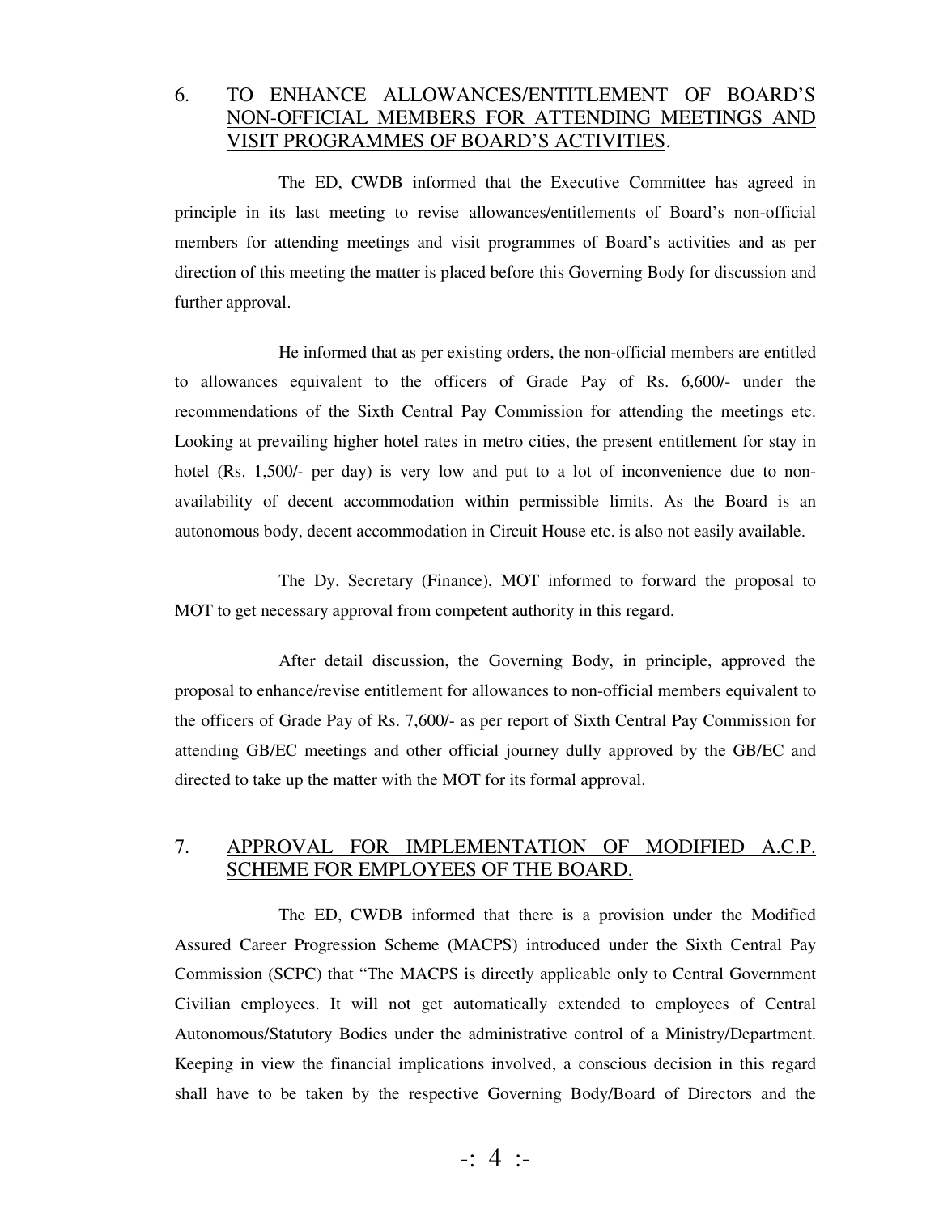## 6. TO ENHANCE ALLOWANCES/ENTITLEMENT OF BOARD'S NON-OFFICIAL MEMBERS FOR ATTENDING MEETINGS AND VISIT PROGRAMMES OF BOARD'S ACTIVITIES.

The ED, CWDB informed that the Executive Committee has agreed in principle in its last meeting to revise allowances/entitlements of Board's non-official members for attending meetings and visit programmes of Board's activities and as per direction of this meeting the matter is placed before this Governing Body for discussion and further approval.

He informed that as per existing orders, the non-official members are entitled to allowances equivalent to the officers of Grade Pay of Rs. 6,600/- under the recommendations of the Sixth Central Pay Commission for attending the meetings etc. Looking at prevailing higher hotel rates in metro cities, the present entitlement for stay in hotel (Rs. 1,500/- per day) is very low and put to a lot of inconvenience due to non-availability of decent accommodation within permissible limits. As the Board is an autonomous body, decent accommodation in Circuit House etc. is also not easily available.

The Dy. Secretary (Finance), MOT informed to forward the proposal to MOT to get necessary approval from competent authority in this regard.

After detail discussion, the Governing Body, in principle, approved the proposal to enhance/revise entitlement for allowances to non-official members equivalent to the officers of Grade Pay of Rs. 7,600/- as per report of Sixth Central Pay Commission for attending GB/EC meetings and other official journey dully approved by the GB/EC and directed to take up the matter with the MOT for its formal approval.

## 7. APPROVAL FOR IMPLEMENTATION OF MODIFIED A.C.P. SCHEME FOR EMPLOYEES OF THE BOARD.

The ED, CWDB informed that there is a provision under the Modified Assured Career Progression Scheme (MACPS) introduced under the Sixth Central Pay Commission (SCPC) that "The MACPS is directly applicable only to Central Government Civilian employees. It will not get automatically extended to employees of Central Autonomous/Statutory Bodies under the administrative control of a Ministry/Department. Keeping in view the financial implications involved, a conscious decision in this regard shall have to be taken by the respective Governing Body/Board of Directors and the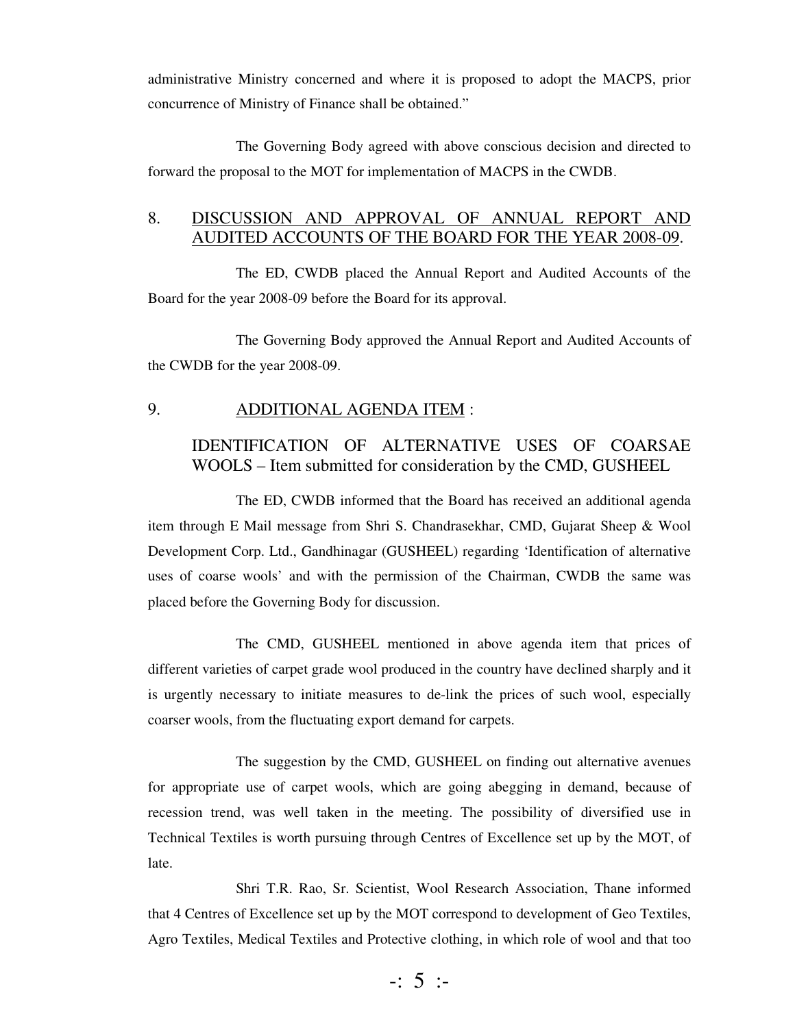administrative Ministry concerned and where it is proposed to adopt the MACPS, prior concurrence of Ministry of Finance shall be obtained."

The Governing Body agreed with above conscious decision and directed to forward the proposal to the MOT for implementation of MACPS in the CWDB.

## 8. DISCUSSION AND APPROVAL OF ANNUAL REPORT AND AUDITED ACCOUNTS OF THE BOARD FOR THE YEAR 2008-09.

The ED, CWDB placed the Annual Report and Audited Accounts of the Board for the year 2008-09 before the Board for its approval.

The Governing Body approved the Annual Report and Audited Accounts of the CWDB for the year 2008-09.

## 9. ADDITIONAL AGENDA ITEM :

### IDENTIFICATION OF ALTERNATIVE USES OF COARSAE WOOLS – Item submitted for consideration by the CMD, GUSHEEL

The ED, CWDB informed that the Board has received an additional agenda item through E Mail message from Shri S. Chandrasekhar, CMD, Gujarat Sheep & Wool Development Corp. Ltd., Gandhinagar (GUSHEEL) regarding 'Identification of alternative uses of coarse wools' and with the permission of the Chairman, CWDB the same was placed before the Governing Body for discussion.

The CMD, GUSHEEL mentioned in above agenda item that prices of different varieties of carpet grade wool produced in the country have declined sharply and it is urgently necessary to initiate measures to de-link the prices of such wool, especially coarser wools, from the fluctuating export demand for carpets.

The suggestion by the CMD, GUSHEEL on finding out alternative avenues for appropriate use of carpet wools, which are going abegging in demand, because of recession trend, was well taken in the meeting. The possibility of diversified use in Technical Textiles is worth pursuing through Centres of Excellence set up by the MOT, of late.

Shri T.R. Rao, Sr. Scientist, Wool Research Association, Thane informed that 4 Centres of Excellence set up by the MOT correspond to development of Geo Textiles, Agro Textiles, Medical Textiles and Protective clothing, in which role of wool and that too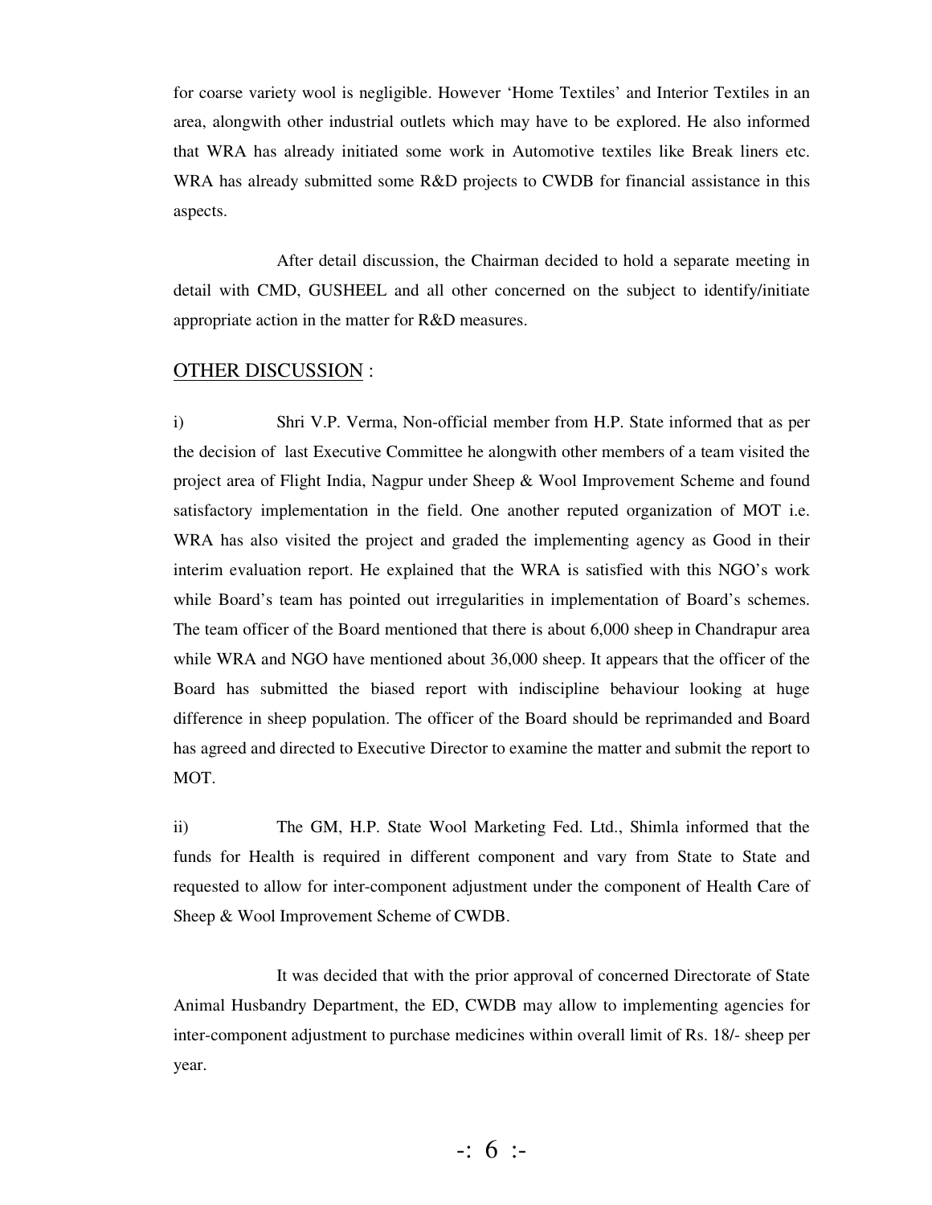for coarse variety wool is negligible. However 'Home Textiles' and Interior Textiles in an area, alongwith other industrial outlets which may have to be explored. He also informed that WRA has already initiated some work in Automotive textiles like Break liners etc. WRA has already submitted some R&D projects to CWDB for financial assistance in this aspects.

After detail discussion, the Chairman decided to hold a separate meeting in detail with CMD, GUSHEEL and all other concerned on the subject to identify/initiate appropriate action in the matter for R&D measures.

<u>OTHER DISCUSSION</u> :

i) Shri V.P. Verma, Non-official member from H.P. State informed that as per the decision of last Executive Committee he alongwith other members of a team visited the project area of Flight India, Nagpur under Sheep & Wool Improvement Scheme and found satisfactory implementation in the field. One another reputed organization of MOT i.e. WRA has also visited the project and graded the implementing agency as Good in their interim evaluation report. He explained that the WRA is satisfied with this NGO's work while Board's team has pointed out irregularities in implementation of Board's schemes. The team officer of the Board mentioned that there is about 6,000 sheep in Chandrapur area while WRA and NGO have mentioned about 36,000 sheep. It appears that the officer of the Board has submitted the biased report with indiscipline behaviour looking at huge difference in sheep population. The officer of the Board should be reprimanded and Board has agreed and directed to Executive Director to examine the matter and submit the report to MOT.

ii) The GM, H.P. State Wool Marketing Fed. Ltd., Shimla informed that the funds for Health is required in different component and vary from State to State and requested to allow for inter-component adjustment under the component of Health Care of Sheep & Wool Improvement Scheme of CWDB.

It was decided that with the prior approval of concerned Directorate of State Animal Husbandry Department, the ED, CWDB may allow to implementing agencies for inter-component adjustment to purchase medicines within overall limit of Rs. 18/- sheep per year.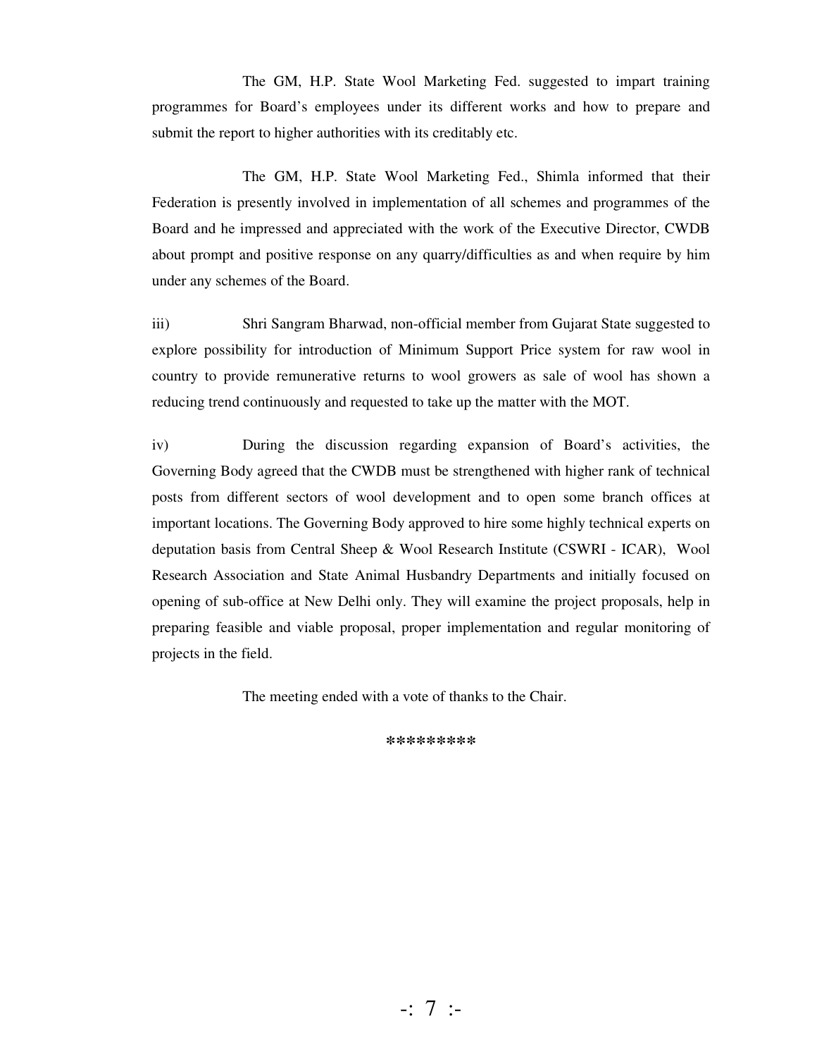The GM, H.P. State Wool Marketing Fed. suggested to impart training programmes for Board's employees under its different works and how to prepare and submit the report to higher authorities with its creditably etc.

The GM, H.P. State Wool Marketing Fed., Shimla informed that their Federation is presently involved in implementation of all schemes and programmes of the Board and he impressed and appreciated with the work of the Executive Director, CWDB about prompt and positive response on any quarry/difficulties as and when require by him under any schemes of the Board.

iii) Shri Sangram Bharwad, non-official member from Gujarat State suggested to explore possibility for introduction of Minimum Support Price system for raw wool in country to provide remunerative returns to wool growers as sale of wool has shown a reducing trend continuously and requested to take up the matter with the MOT.

iv) During the discussion regarding expansion of Board's activities, the Governing Body agreed that the CWDB must be strengthened with higher rank of technical posts from different sectors of wool development and to open some branch offices at important locations. The Governing Body approved to hire some highly technical experts on deputation basis from Central Sheep & Wool Research Institute (CSWRI - ICAR), Wool Research Association and State Animal Husbandry Departments and initially focused on opening of sub-office at New Delhi only. They will examine the project proposals, help in preparing feasible and viable proposal, proper implementation and regular monitoring of projects in the field.

The meeting ended with a vote of thanks to the Chair.

*********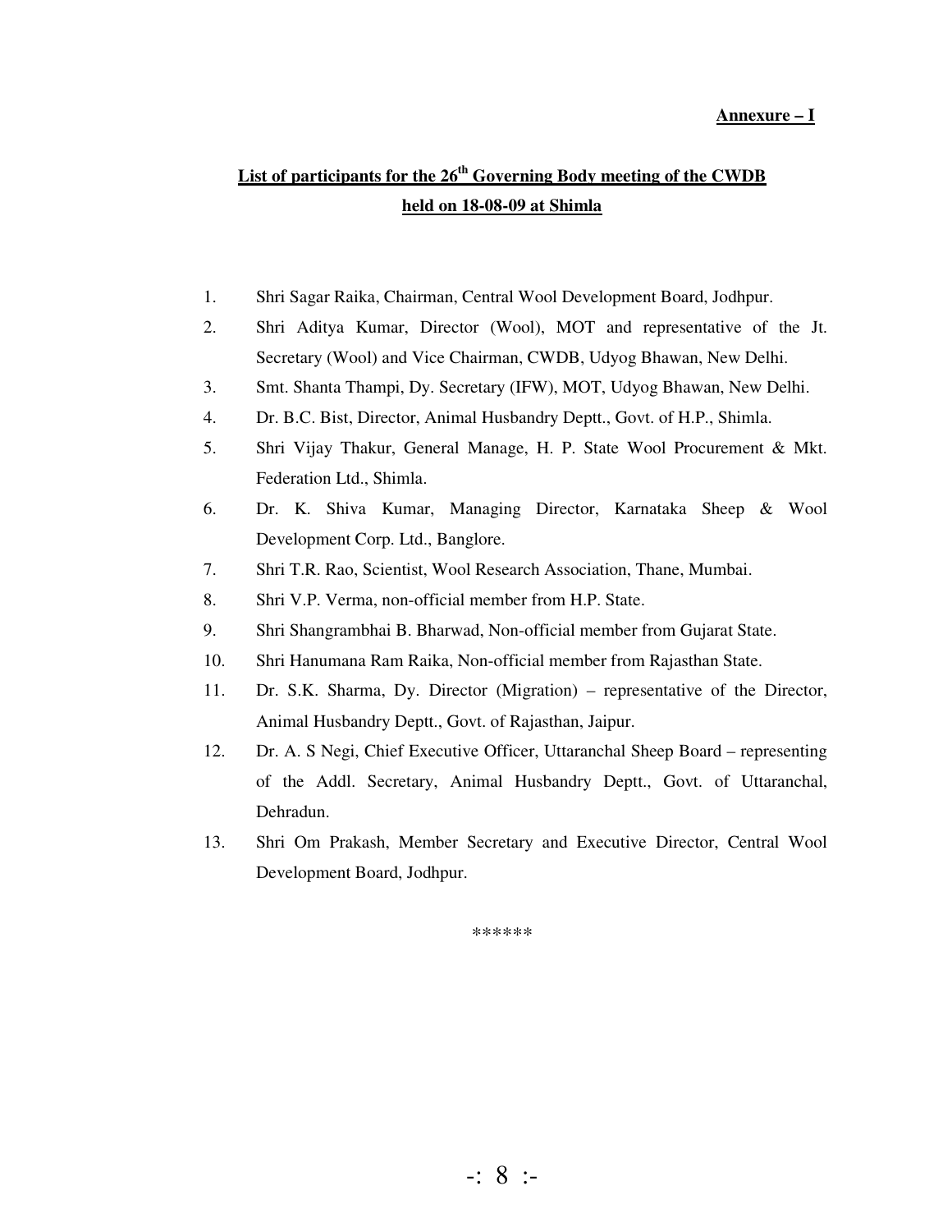**Annexure – I**

## List of participants for the 26th Governing Body meeting of the CWDB held on 18-08-09 at Shimla

1. Shri Sagar Raika, Chairman, Central Wool Development Board, Jodhpur.
2. Shri Aditya Kumar, Director (Wool), MOT and representative of the Jt. Secretary (Wool) and Vice Chairman, CWDB, Udyog Bhawan, New Delhi.
3. Smt. Shanta Thampi, Dy. Secretary (IFW), MOT, Udyog Bhawan, New Delhi.
4. Dr. B.C. Bist, Director, Animal Husbandry Deptt., Govt. of H.P., Shimla.
5. Shri Vijay Thakur, General Manage, H. P. State Wool Procurement & Mkt. Federation Ltd., Shimla.
6. Dr. K. Shiva Kumar, Managing Director, Karnataka Sheep & Wool Development Corp. Ltd., Banglore.
7. Shri T.R. Rao, Scientist, Wool Research Association, Thane, Mumbai.
8. Shri V.P. Verma, non-official member from H.P. State.
9. Shri Shangrambhai B. Bharwad, Non-official member from Gujarat State.
10. Shri Hanumana Ram Raika, Non-official member from Rajasthan State.
11. Dr. S.K. Sharma, Dy. Director (Migration) – representative of the Director, Animal Husbandry Deptt., Govt. of Rajasthan, Jaipur.
12. Dr. A. S Negi, Chief Executive Officer, Uttaranchal Sheep Board – representing of the Addl. Secretary, Animal Husbandry Deptt., Govt. of Uttaranchal, Dehradun.
13. Shri Om Prakash, Member Secretary and Executive Director, Central Wool Development Board, Jodhpur.

******